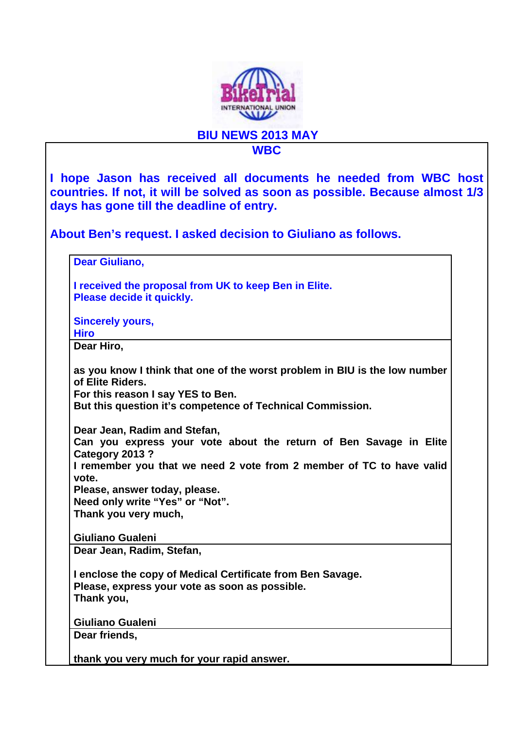BikeTrial INTERNATIONAL UNION

# BIU NEWS 2013 MAY

## WBC

**I hope Jason has received all documents he needed from WBC host countries. If not, it will be solved as soon as possible. Because almost 1/3 days has gone till the deadline of entry.**

**About Ben's request. I asked decision to Giuliano as follows.**

> **Dear Giuliano,**
>
> **I received the proposal from UK to keep Ben in Elite.**
> **Please decide it quickly.**
>
> **Sincerely yours,**
> **Hiro**

> **Dear Hiro,**
>
> **as you know I think that one of the worst problem in BIU is the low number of Elite Riders.**
> **For this reason I say YES to Ben.**
> **But this question it's competence of Technical Commission.**
>
> **Dear Jean, Radim and Stefan,**
> **Can you express your vote about the return of Ben Savage in Elite Category 2013 ?**
> **I remember you that we need 2 vote from 2 member of TC to have valid vote.**
> **Please, answer today, please.**
> **Need only write "Yes" or "Not".**
> **Thank you very much,**
>
> **Giuliano Gualeni**

> **Dear Jean, Radim, Stefan,**
>
> **I enclose the copy of Medical Certificate from Ben Savage.**
> **Please, express your vote as soon as possible.**
> **Thank you,**
>
> **Giuliano Gualeni**

> **Dear friends,**
>
> **thank you very much for your rapid answer.**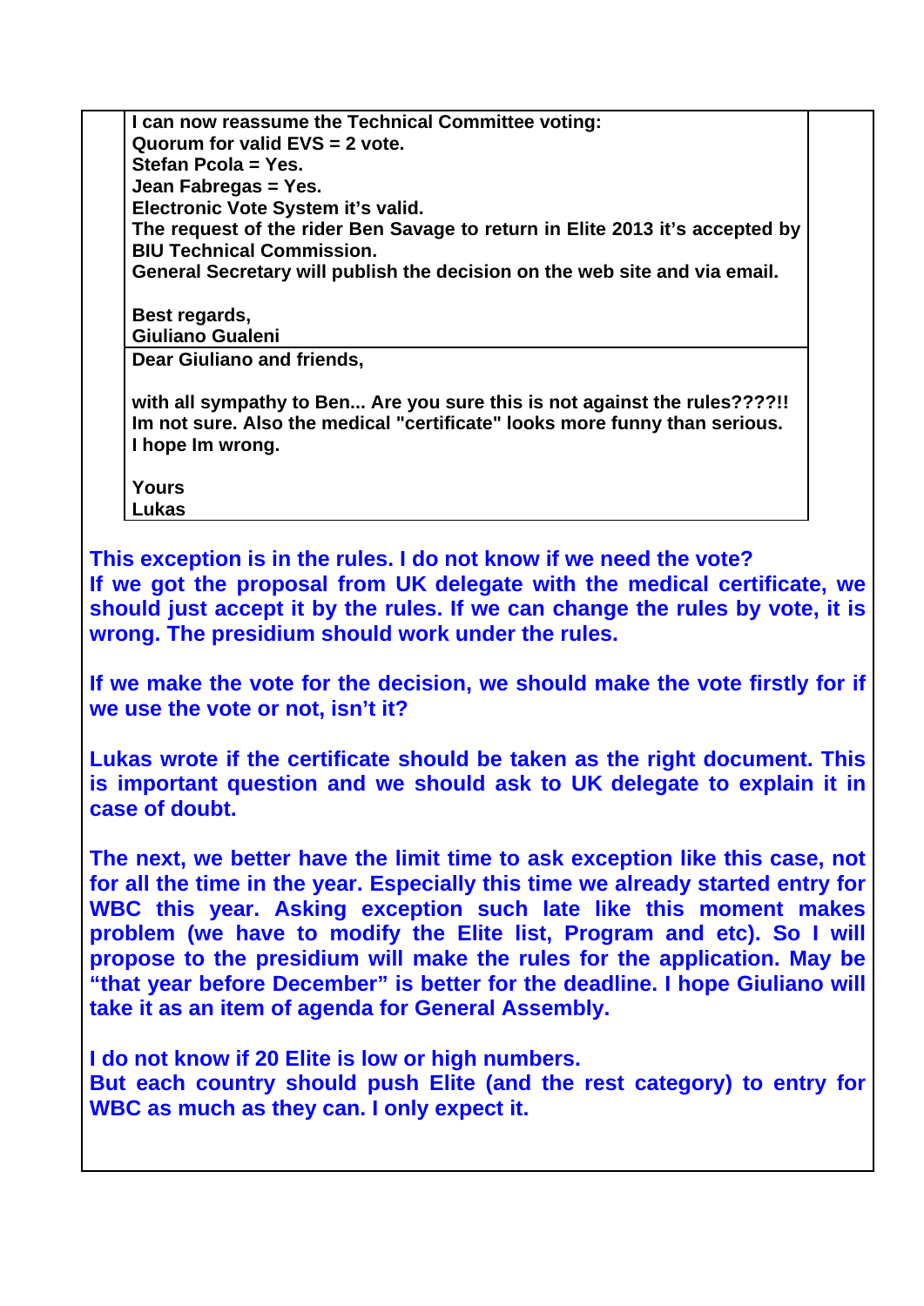**I can now reassume the Technical Committee voting:**
**Quorum for valid EVS = 2 vote.**
**Stefan Pcola = Yes.**
**Jean Fabregas = Yes.**
**Electronic Vote System it's valid.**
**The request of the rider Ben Savage to return in Elite 2013 it's accepted by BIU Technical Commission.**
**General Secretary will publish the decision on the web site and via email.**

**Best regards,**
**Giuliano Gualeni**

**Dear Giuliano and friends,**

**with all sympathy to Ben... Are you sure this is not against the rules????!!**
**Im not sure. Also the medical "certificate" looks more funny than serious.**
**I hope Im wrong.**

**Yours**
**Lukas**

**This exception is in the rules. I do not know if we need the vote?**
**If we got the proposal from UK delegate with the medical certificate, we should just accept it by the rules. If we can change the rules by vote, it is wrong. The presidium should work under the rules.**

**If we make the vote for the decision, we should make the vote firstly for if we use the vote or not, isn't it?**

**Lukas wrote if the certificate should be taken as the right document. This is important question and we should ask to UK delegate to explain it in case of doubt.**

**The next, we better have the limit time to ask exception like this case, not for all the time in the year. Especially this time we already started entry for WBC this year. Asking exception such late like this moment makes problem (we have to modify the Elite list, Program and etc). So I will propose to the presidium will make the rules for the application. May be "that year before December" is better for the deadline. I hope Giuliano will take it as an item of agenda for General Assembly.**

**I do not know if 20 Elite is low or high numbers.**
**But each country should push Elite (and the rest category) to entry for WBC as much as they can. I only expect it.**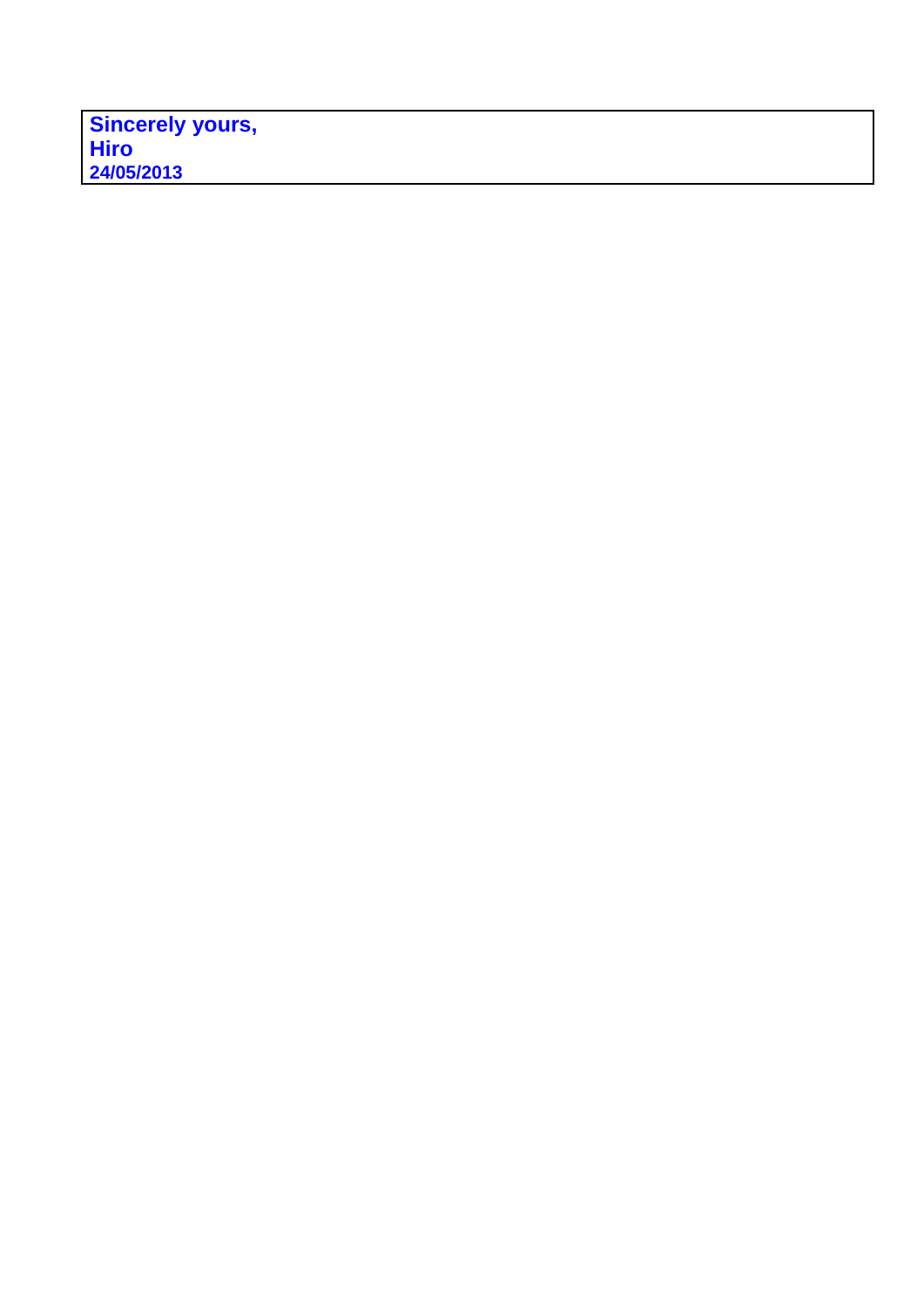**Sincerely yours,**
**Hiro**
**24/05/2013**